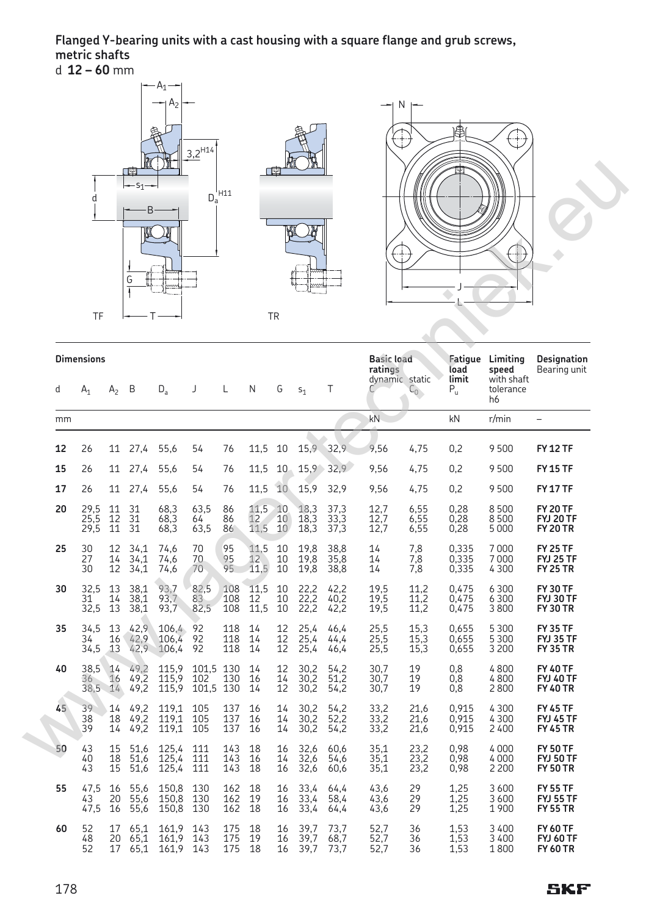# Flanged Y-bearing units with a cast housing with a square flange and grub screws, metric shafts

d **12 – 60** mm

| Dimensions | | | | | | | | | | | Basic load ratings | | Fatigue load limit | Limiting speed with shaft tolerance h6 | Designation Bearing unit |
|---|---|---|---|---|---|---|---|---|---|---|---|---|---|---|---|
| d | $A_1$ | $A_2$ | B | $D_a$ | J | L | N | G | $s_1$ | T | dynamic C | static $C_0$ | $P_u$ | | |
| mm | | | | | | | | | | | kN | | kN | r/min | – |
| **12** | 26 | 11 | 27,4 | 55,6 | 54 | 76 | 11,5 | 10 | 15,9 | 32,9 | 9,56 | 4,75 | 0,2 | 9 500 | **FY 12 TF** |
| **15** | 26 | 11 | 27,4 | 55,6 | 54 | 76 | 11,5 | 10 | 15,9 | 32,9 | 9,56 | 4,75 | 0,2 | 9 500 | **FY 15 TF** |
| **17** | 26 | 11 | 27,4 | 55,6 | 54 | 76 | 11,5 | 10 | 15,9 | 32,9 | 9,56 | 4,75 | 0,2 | 9 500 | **FY 17 TF** |
| **20** | 29,5 | 11 | 31 | 68,3 | 63,5 | 86 | 11,5 | 10 | 18,3 | 37,3 | 12,7 | 6,55 | 0,28 | 8 500 | **FY 20 TF** |
| | 25,5 | 12 | 31 | 68,3 | 64 | 86 | 12 | 10 | 18,3 | 33,3 | 12,7 | 6,55 | 0,28 | 8 500 | **FYJ 20 TF** |
| | 29,5 | 11 | 31 | 68,3 | 63,5 | 86 | 11,5 | 10 | 18,3 | 37,3 | 12,7 | 6,55 | 0,28 | 5 000 | **FY 20 TR** |
| **25** | 30 | 12 | 34,1 | 74,6 | 70 | 95 | 11,5 | 10 | 19,8 | 38,8 | 14 | 7,8 | 0,335 | 7 000 | **FY 25 TF** |
| | 27 | 14 | 34,1 | 74,6 | 70 | 95 | 12 | 10 | 19,8 | 35,8 | 14 | 7,8 | 0,335 | 7 000 | **FYJ 25 TF** |
| | 30 | 12 | 34,1 | 74,6 | 70 | 95 | 11,5 | 10 | 19,8 | 38,8 | 14 | 7,8 | 0,335 | 4 300 | **FY 25 TR** |
| **30** | 32,5 | 13 | 38,1 | 93,7 | 82,5 | 108 | 11,5 | 10 | 22,2 | 42,2 | 19,5 | 11,2 | 0,475 | 6 300 | **FY 30 TF** |
| | 31 | 14 | 38,1 | 93,7 | 83 | 108 | 12 | 10 | 22,2 | 40,2 | 19,5 | 11,2 | 0,475 | 6 300 | **FYJ 30 TF** |
| | 32,5 | 13 | 38,1 | 93,7 | 82,5 | 108 | 11,5 | 10 | 22,2 | 42,2 | 19,5 | 11,2 | 0,475 | 3 800 | **FY 30 TR** |
| **35** | 34,5 | 13 | 42,9 | 106,4 | 92 | 118 | 14 | 12 | 25,4 | 46,4 | 25,5 | 15,3 | 0,655 | 5 300 | **FY 35 TF** |
| | 34 | 16 | 42,9 | 106,4 | 92 | 118 | 14 | 12 | 25,4 | 44,4 | 25,5 | 15,3 | 0,655 | 5 300 | **FYJ 35 TF** |
| | 34,5 | 13 | 42,9 | 106,4 | 92 | 118 | 14 | 12 | 25,4 | 46,4 | 25,5 | 15,3 | 0,655 | 3 200 | **FY 35 TR** |
| **40** | 38,5 | 14 | 49,2 | 115,9 | 101,5 | 130 | 14 | 12 | 30,2 | 54,2 | 30,7 | 19 | 0,8 | 4 800 | **FY 40 TF** |
| | 36 | 16 | 49,2 | 115,9 | 102 | 130 | 16 | 14 | 30,2 | 51,2 | 30,7 | 19 | 0,8 | 4 800 | **FYJ 40 TF** |
| | 38,5 | 14 | 49,2 | 115,9 | 101,5 | 130 | 14 | 12 | 30,2 | 54,2 | 30,7 | 19 | 0,8 | 2 800 | **FY 40 TR** |
| **45** | 39 | 14 | 49,2 | 119,1 | 105 | 137 | 16 | 14 | 30,2 | 54,2 | 33,2 | 21,6 | 0,915 | 4 300 | **FY 45 TF** |
| | 38 | 18 | 49,2 | 119,1 | 105 | 137 | 16 | 14 | 30,2 | 52,2 | 33,2 | 21,6 | 0,915 | 4 300 | **FYJ 45 TF** |
| | 39 | 14 | 49,2 | 119,1 | 105 | 137 | 16 | 14 | 30,2 | 54,2 | 33,2 | 21,6 | 0,915 | 2 400 | **FY 45 TR** |
| **50** | 43 | 15 | 51,6 | 125,4 | 111 | 143 | 18 | 16 | 32,6 | 60,6 | 35,1 | 23,2 | 0,98 | 4 000 | **FY 50 TF** |
| | 40 | 18 | 51,6 | 125,4 | 111 | 143 | 16 | 14 | 32,6 | 54,6 | 35,1 | 23,2 | 0,98 | 4 000 | **FYJ 50 TF** |
| | 43 | 15 | 51,6 | 125,4 | 111 | 143 | 18 | 16 | 32,6 | 60,6 | 35,1 | 23,2 | 0,98 | 2 200 | **FY 50 TR** |
| **55** | 47,5 | 16 | 55,6 | 150,8 | 130 | 162 | 18 | 16 | 33,4 | 64,4 | 43,6 | 29 | 1,25 | 3 600 | **FY 55 TF** |
| | 43 | 20 | 55,6 | 150,8 | 130 | 162 | 19 | 16 | 33,4 | 58,4 | 43,6 | 29 | 1,25 | 3 600 | **FYJ 55 TF** |
| | 47,5 | 16 | 55,6 | 150,8 | 130 | 162 | 18 | 16 | 33,4 | 64,4 | 43,6 | 29 | 1,25 | 1 900 | **FY 55 TR** |
| **60** | 52 | 17 | 65,1 | 161,9 | 143 | 175 | 18 | 16 | 39,7 | 73,7 | 52,7 | 36 | 1,53 | 3 400 | **FY 60 TF** |
| | 48 | 20 | 65,1 | 161,9 | 143 | 175 | 19 | 16 | 39,7 | 68,7 | 52,7 | 36 | 1,53 | 3 400 | **FYJ 60 TF** |
| | 52 | 17 | 65,1 | 161,9 | 143 | 175 | 18 | 16 | 39,7 | 73,7 | 52,7 | 36 | 1,53 | 1 800 | **FY 60 TR** |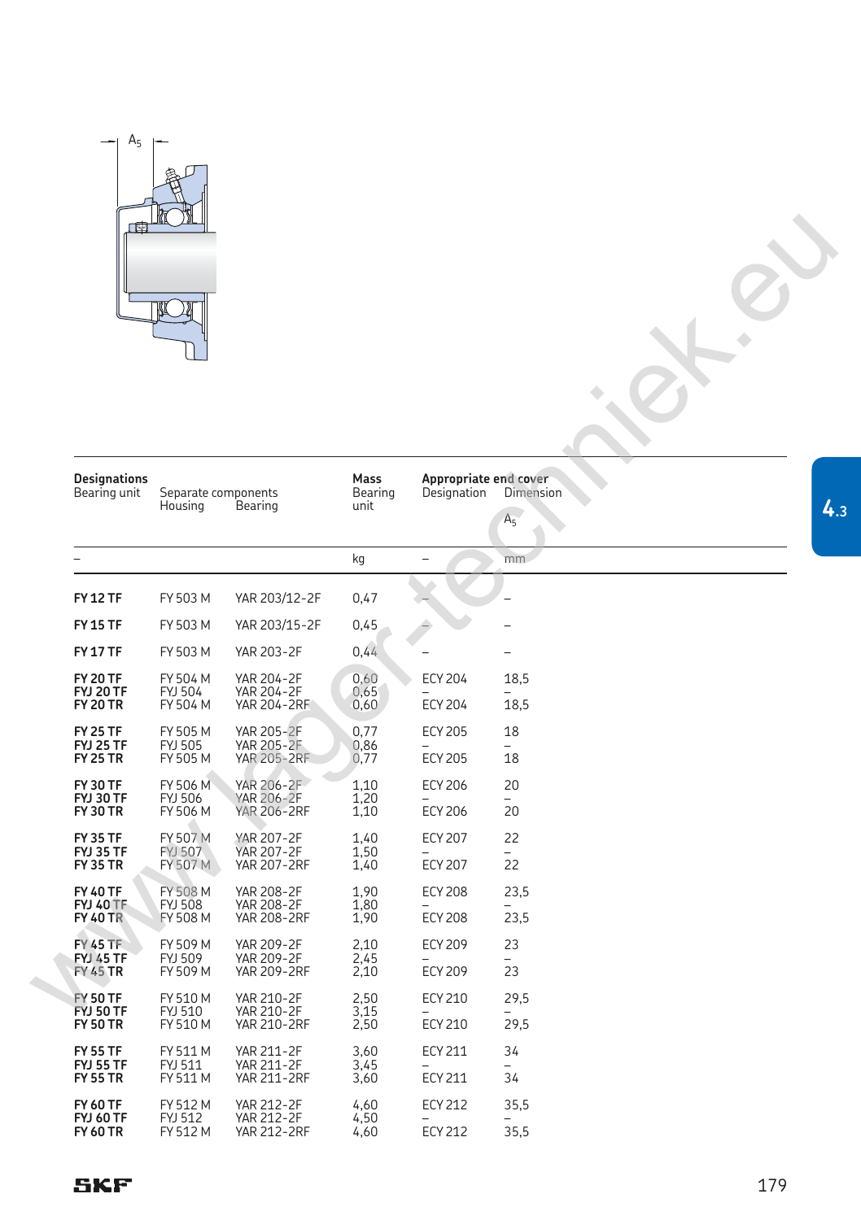| Designations | | | Mass | Appropriate end cover | |
|---|---|---|---|---|---|
| Bearing unit | Separate components | | Bearing unit | Designation | Dimension |
| | Housing | Bearing | | | $A_5$ |
| – | | | kg | – | mm |
| **FY 12 TF** | FY 503 M | YAR 203/12-2F | 0,47 | – | – |
| **FY 15 TF** | FY 503 M | YAR 203/15-2F | 0,45 | – | – |
| **FY 17 TF** | FY 503 M | YAR 203-2F | 0,44 | – | – |
| **FY 20 TF** | FY 504 M | YAR 204-2F | 0,60 | ECY 204 | 18,5 |
| **FYJ 20 TF** | FYJ 504 | YAR 204-2F | 0,65 | – | – |
| **FY 20 TR** | FY 504 M | YAR 204-2RF | 0,60 | ECY 204 | 18,5 |
| **FY 25 TF** | FY 505 M | YAR 205-2F | 0,77 | ECY 205 | 18 |
| **FYJ 25 TF** | FYJ 505 | YAR 205-2F | 0,86 | – | – |
| **FY 25 TR** | FY 505 M | YAR 205-2RF | 0,77 | ECY 205 | 18 |
| **FY 30 TF** | FY 506 M | YAR 206-2F | 1,10 | ECY 206 | 20 |
| **FYJ 30 TF** | FYJ 506 | YAR 206-2F | 1,20 | – | – |
| **FY 30 TR** | FY 506 M | YAR 206-2RF | 1,10 | ECY 206 | 20 |
| **FY 35 TF** | FY 507 M | YAR 207-2F | 1,40 | ECY 207 | 22 |
| **FYJ 35 TF** | FYJ 507 | YAR 207-2F | 1,50 | – | – |
| **FY 35 TR** | FY 507 M | YAR 207-2RF | 1,40 | ECY 207 | 22 |
| **FY 40 TF** | FY 508 M | YAR 208-2F | 1,90 | ECY 208 | 23,5 |
| **FYJ 40 TF** | FYJ 508 | YAR 208-2F | 1,80 | – | – |
| **FY 40 TR** | FY 508 M | YAR 208-2RF | 1,90 | ECY 208 | 23,5 |
| **FY 45 TF** | FY 509 M | YAR 209-2F | 2,10 | ECY 209 | 23 |
| **FYJ 45 TF** | FYJ 509 | YAR 209-2F | 2,45 | – | – |
| **FY 45 TR** | FY 509 M | YAR 209-2RF | 2,10 | ECY 209 | 23 |
| **FY 50 TF** | FY 510 M | YAR 210-2F | 2,50 | ECY 210 | 29,5 |
| **FYJ 50 TF** | FYJ 510 | YAR 210-2F | 3,15 | – | – |
| **FY 50 TR** | FY 510 M | YAR 210-2RF | 2,50 | ECY 210 | 29,5 |
| **FY 55 TF** | FY 511 M | YAR 211-2F | 3,60 | ECY 211 | 34 |
| **FYJ 55 TF** | FYJ 511 | YAR 211-2F | 3,45 | – | – |
| **FY 55 TR** | FY 511 M | YAR 211-2RF | 3,60 | ECY 211 | 34 |
| **FY 60 TF** | FY 512 M | YAR 212-2F | 4,60 | ECY 212 | 35,5 |
| **FYJ 60 TF** | FYJ 512 | YAR 212-2F | 4,50 | – | – |
| **FY 60 TR** | FY 512 M | YAR 212-2RF | 4,60 | ECY 212 | 35,5 |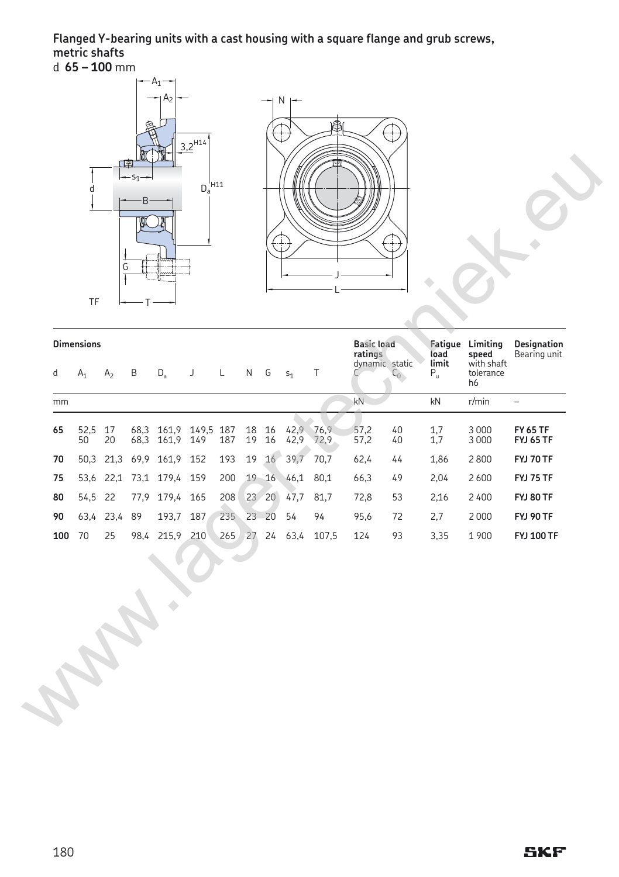**Flanged Y-bearing units with a cast housing with a square flange and grub screws, metric shafts**

d **65 – 100** mm

| Dimensions | | | | | | | | | | | Basic load ratings | | Fatigue load limit | Limiting speed | Designation |
|---|---|---|---|---|---|---|---|---|---|---|---|---|---|---|---|
| | | | | | | | | | | | dynamic | static | | with shaft tolerance | Bearing unit |
| d | $A_1$ | $A_2$ | B | $D_a$ | J | L | N | G | $s_1$ | T | C | $C_0$ | $P_u$ | h6 | |
| mm | | | | | | | | | | | kN | | kN | r/min | – |
| **65** | 52,5 | 17 | 68,3 | 161,9 | 149,5 | 187 | 18 | 16 | 42,9 | 76,9 | 57,2 | 40 | 1,7 | 3 000 | **FY 65 TF** |
| | 50 | 20 | 68,3 | 161,9 | 149 | 187 | 19 | 16 | 42,9 | 72,9 | 57,2 | 40 | 1,7 | 3 000 | **FYJ 65 TF** |
| **70** | 50,3 | 21,3 | 69,9 | 161,9 | 152 | 193 | 19 | 16 | 39,7 | 70,7 | 62,4 | 44 | 1,86 | 2 800 | **FYJ 70 TF** |
| **75** | 53,6 | 22,1 | 73,1 | 179,4 | 159 | 200 | 19 | 16 | 46,1 | 80,1 | 66,3 | 49 | 2,04 | 2 600 | **FYJ 75 TF** |
| **80** | 54,5 | 22 | 77,9 | 179,4 | 165 | 208 | 23 | 20 | 47,7 | 81,7 | 72,8 | 53 | 2,16 | 2 400 | **FYJ 80 TF** |
| **90** | 63,4 | 23,4 | 89 | 193,7 | 187 | 235 | 23 | 20 | 54 | 94 | 95,6 | 72 | 2,7 | 2 000 | **FYJ 90 TF** |
| **100** | 70 | 25 | 98,4 | 215,9 | 210 | 265 | 27 | 24 | 63,4 | 107,5 | 124 | 93 | 3,35 | 1 900 | **FYJ 100 TF** |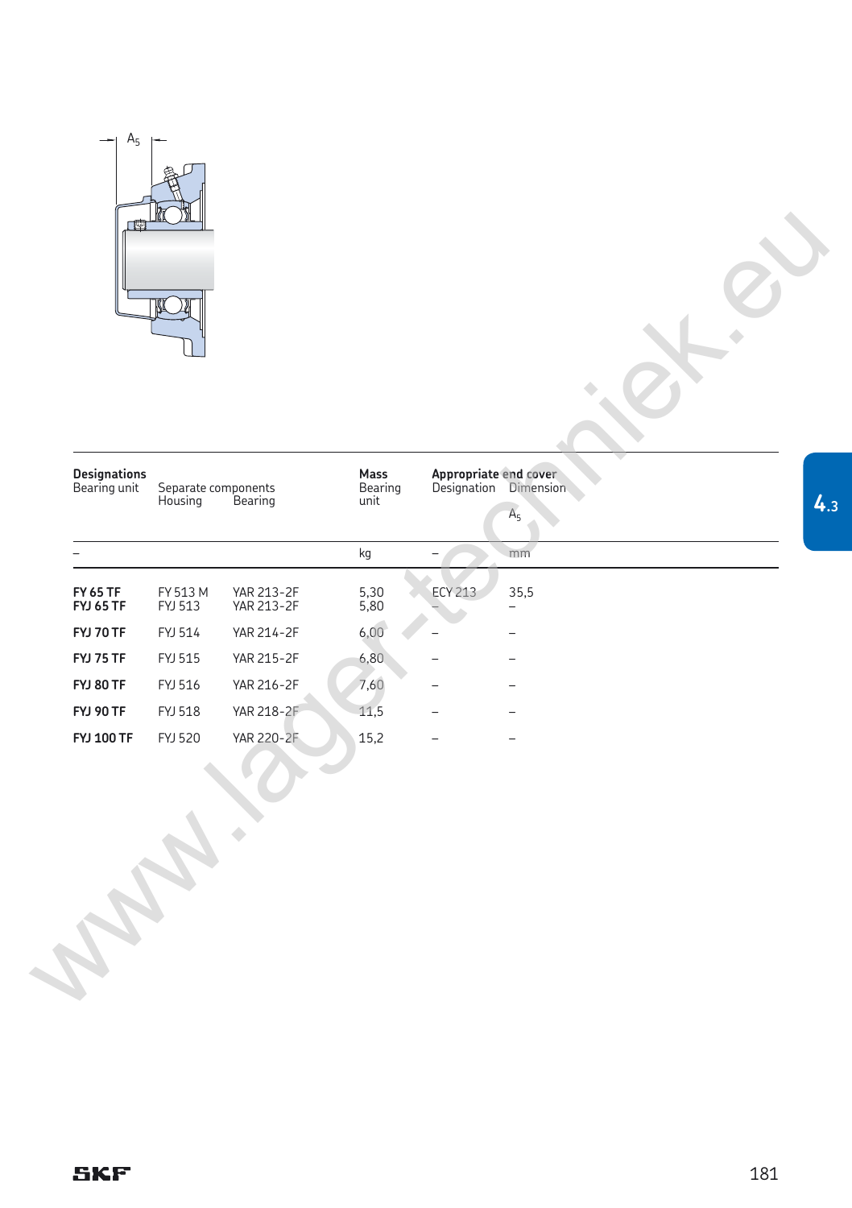| Designations<br>Bearing unit | Separate components<br>Housing | <br>Bearing | Mass<br>Bearing unit | Appropriate end cover<br>Designation | <br>Dimension<br>$A_5$ |
|---|---|---|---|---|---|
| – | | | kg | – | mm |
| **FY 65 TF** | FY 513 M | YAR 213-2F | 5,30 | ECY 213 | 35,5 |
| **FYJ 65 TF** | FYJ 513 | YAR 213-2F | 5,80 | – | – |
| **FYJ 70 TF** | FYJ 514 | YAR 214-2F | 6,00 | – | – |
| **FYJ 75 TF** | FYJ 515 | YAR 215-2F | 6,80 | – | – |
| **FYJ 80 TF** | FYJ 516 | YAR 216-2F | 7,60 | – | – |
| **FYJ 90 TF** | FYJ 518 | YAR 218-2F | 11,5 | – | – |
| **FYJ 100 TF** | FYJ 520 | YAR 220-2F | 15,2 | – | – |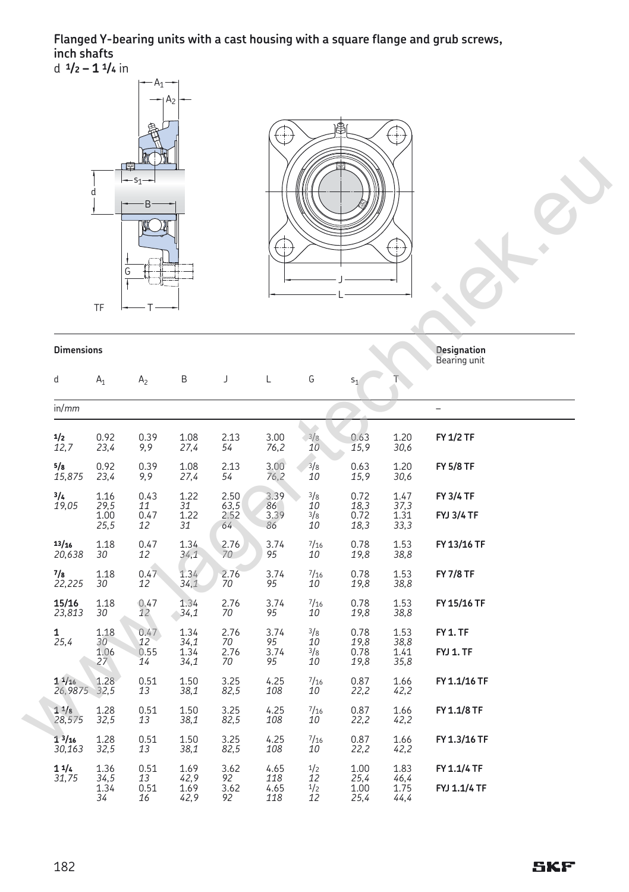**Flanged Y-bearing units with a cast housing with a square flange and grub screws, inch shafts**
d **1/2 – 1 1/4** in

| Dimensions | | | | | | | | | Designation |
|---|---|---|---|---|---|---|---|---|---|
| d | $A_1$ | $A_2$ | B | J | L | G | $s_1$ | T | Bearing unit |
| in/*mm* | | | | | | | | | – |
| **1/2** *12,7* | 0.92 *23,4* | 0.39 *9,9* | 1.08 *27,4* | 2.13 *54* | 3.00 *76,2* | 3/8 *10* | 0.63 *15,9* | 1.20 *30,6* | **FY 1/2 TF** |
| **5/8** *15,875* | 0.92 *23,4* | 0.39 *9,9* | 1.08 *27,4* | 2.13 *54* | 3.00 *76,2* | 3/8 *10* | 0.63 *15,9* | 1.20 *30,6* | **FY 5/8 TF** |
| **3/4** *19,05* | 1.16 *29,5* | 0.43 *11* | 1.22 *31* | 2.50 *63,5* | 3.39 *86* | 3/8 *10* | 0.72 *18,3* | 1.47 *37,3* | **FY 3/4 TF** |
| | 1.00 *25,5* | 0.47 *12* | 1.22 *31* | 2.52 *64* | 3.39 *86* | 3/8 *10* | 0.72 *18,3* | 1.31 *33,3* | **FYJ 3/4 TF** |
| **13/16** *20,638* | 1.18 *30* | 0.47 *12* | 1.34 *34,1* | 2.76 *70* | 3.74 *95* | 7/16 *10* | 0.78 *19,8* | 1.53 *38,8* | **FY 13/16 TF** |
| **7/8** *22,225* | 1.18 *30* | 0.47 *12* | 1.34 *34,1* | 2.76 *70* | 3.74 *95* | 7/16 *10* | 0.78 *19,8* | 1.53 *38,8* | **FY 7/8 TF** |
| **15/16** *23,813* | 1.18 *30* | 0.47 *12* | 1.34 *34,1* | 2.76 *70* | 3.74 *95* | 7/16 *10* | 0.78 *19,8* | 1.53 *38,8* | **FY 15/16 TF** |
| **1** *25,4* | 1.18 *30* | 0.47 *12* | 1.34 *34,1* | 2.76 *70* | 3.74 *95* | 3/8 *10* | 0.78 *19,8* | 1.53 *38,8* | **FY 1. TF** |
| | 1.06 *27* | 0.55 *14* | 1.34 *34,1* | 2.76 *70* | 3.74 *95* | 3/8 *10* | 0.78 *19,8* | 1.41 *35,8* | **FYJ 1. TF** |
| **1 1/16** *26,9875* | 1.28 *32,5* | 0.51 *13* | 1.50 *38,1* | 3.25 *82,5* | 4.25 *108* | 7/16 *10* | 0.87 *22,2* | 1.66 *42,2* | **FY 1.1/16 TF** |
| **1 1/8** *28,575* | 1.28 *32,5* | 0.51 *13* | 1.50 *38,1* | 3.25 *82,5* | 4.25 *108* | 7/16 *10* | 0.87 *22,2* | 1.66 *42,2* | **FY 1.1/8 TF** |
| **1 3/16** *30,163* | 1.28 *32,5* | 0.51 *13* | 1.50 *38,1* | 3.25 *82,5* | 4.25 *108* | 7/16 *10* | 0.87 *22,2* | 1.66 *42,2* | **FY 1.3/16 TF** |
| **1 1/4** *31,75* | 1.36 *34,5* | 0.51 *13* | 1.69 *42,9* | 3.62 *92* | 4.65 *118* | 1/2 *12* | 1.00 *25,4* | 1.83 *46,4* | **FY 1.1/4 TF** |
| | 1.34 *34* | 0.51 *16* | 1.69 *42,9* | 3.62 *92* | 4.65 *118* | 1/2 *12* | 1.00 *25,4* | 1.75 *44,4* | **FYJ 1.1/4 TF** |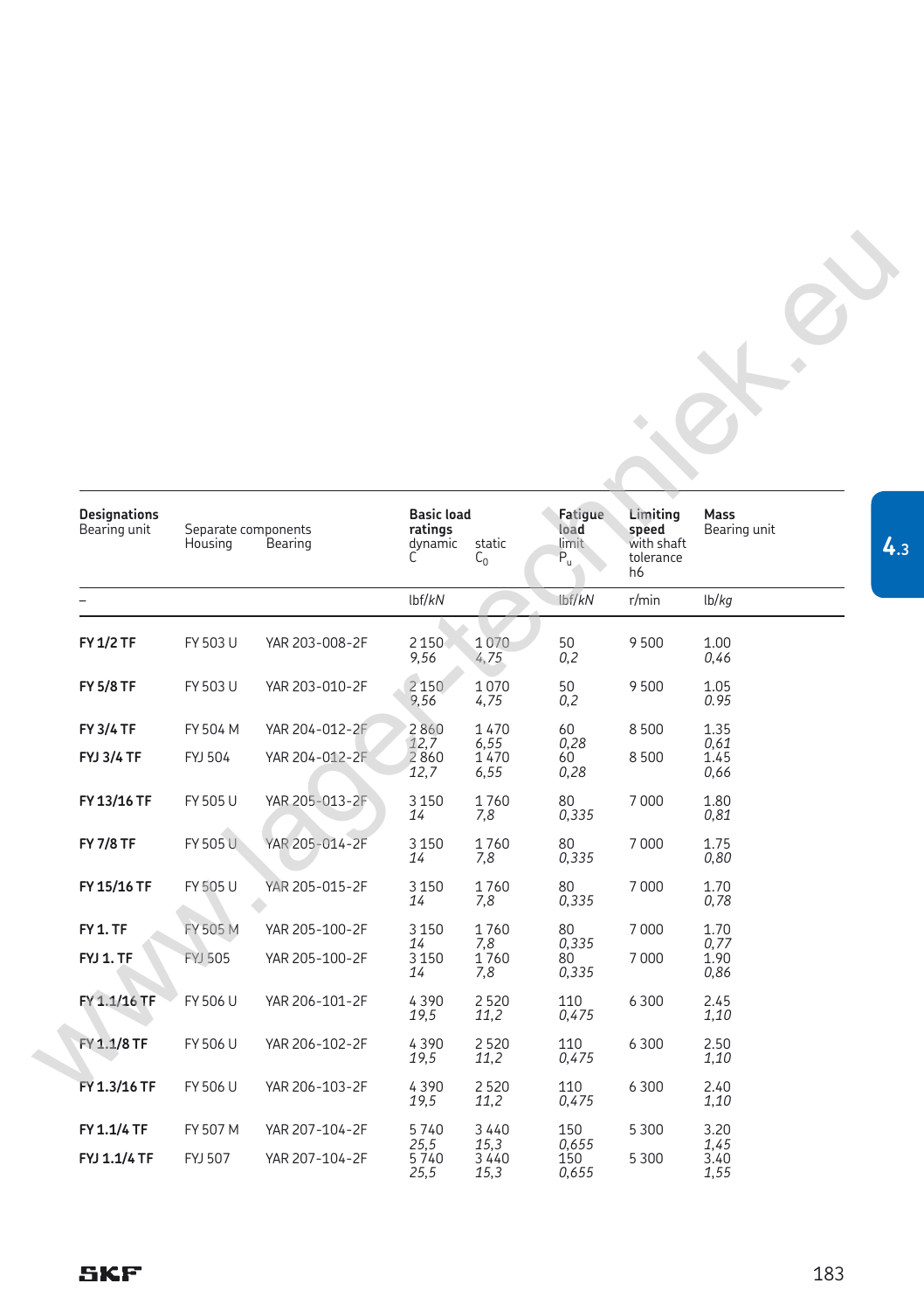| Designations Bearing unit | Separate components Housing | Bearing | Basic load ratings dynamic C | static $C_0$ | Fatigue load limit $P_u$ | Limiting speed with shaft tolerance h6 | Mass Bearing unit |
|---|---|---|---|---|---|---|---|
| – | | | lbf/*kN* | | lbf/*kN* | r/min | lb/*kg* |
| **FY 1/2 TF** | FY 503 U | YAR 203-008-2F | 2 150<br>*9,56* | 1 070<br>*4,75* | 50<br>*0,2* | 9 500 | 1.00<br>*0,46* |
| **FY 5/8 TF** | FY 503 U | YAR 203-010-2F | 2 150<br>*9,56* | 1 070<br>*4,75* | 50<br>*0,2* | 9 500 | 1.05<br>*0.95* |
| **FY 3/4 TF** | FY 504 M | YAR 204-012-2F | 2 860<br>*12,7* | 1 470<br>*6,55* | 60<br>*0,28* | 8 500 | 1.35<br>*0,61* |
| **FYJ 3/4 TF** | FYJ 504 | YAR 204-012-2F | 2 860<br>*12,7* | 1 470<br>*6,55* | 60<br>*0,28* | 8 500 | 1.45<br>*0,66* |
| **FY 13/16 TF** | FY 505 U | YAR 205-013-2F | 3 150<br>*14* | 1 760<br>*7,8* | 80<br>*0,335* | 7 000 | 1.80<br>*0,81* |
| **FY 7/8 TF** | FY 505 U | YAR 205-014-2F | 3 150<br>*14* | 1 760<br>*7,8* | 80<br>*0,335* | 7 000 | 1.75<br>*0,80* |
| **FY 15/16 TF** | FY 505 U | YAR 205-015-2F | 3 150<br>*14* | 1 760<br>*7,8* | 80<br>*0,335* | 7 000 | 1.70<br>*0,78* |
| **FY 1. TF** | FY 505 M | YAR 205-100-2F | 3 150<br>*14* | 1 760<br>*7,8* | 80<br>*0,335* | 7 000 | 1.70<br>*0,77* |
| **FYJ 1. TF** | FYJ 505 | YAR 205-100-2F | 3 150<br>*14* | 1 760<br>*7,8* | 80<br>*0,335* | 7 000 | 1.90<br>*0,86* |
| **FY 1.1/16 TF** | FY 506 U | YAR 206-101-2F | 4 390<br>*19,5* | 2 520<br>*11,2* | 110<br>*0,475* | 6 300 | 2.45<br>*1,10* |
| **FY 1.1/8 TF** | FY 506 U | YAR 206-102-2F | 4 390<br>*19,5* | 2 520<br>*11,2* | 110<br>*0,475* | 6 300 | 2.50<br>*1,10* |
| **FY 1.3/16 TF** | FY 506 U | YAR 206-103-2F | 4 390<br>*19,5* | 2 520<br>*11,2* | 110<br>*0,475* | 6 300 | 2.40<br>*1,10* |
| **FY 1.1/4 TF** | FY 507 M | YAR 207-104-2F | 5 740<br>*25,5* | 3 440<br>*15,3* | 150<br>*0,655* | 5 300 | 3.20<br>*1,45* |
| **FYJ 1.1/4 TF** | FYJ 507 | YAR 207-104-2F | 5 740<br>*25,5* | 3 440<br>*15,3* | 150<br>*0,655* | 5 300 | 3.40<br>*1,55* |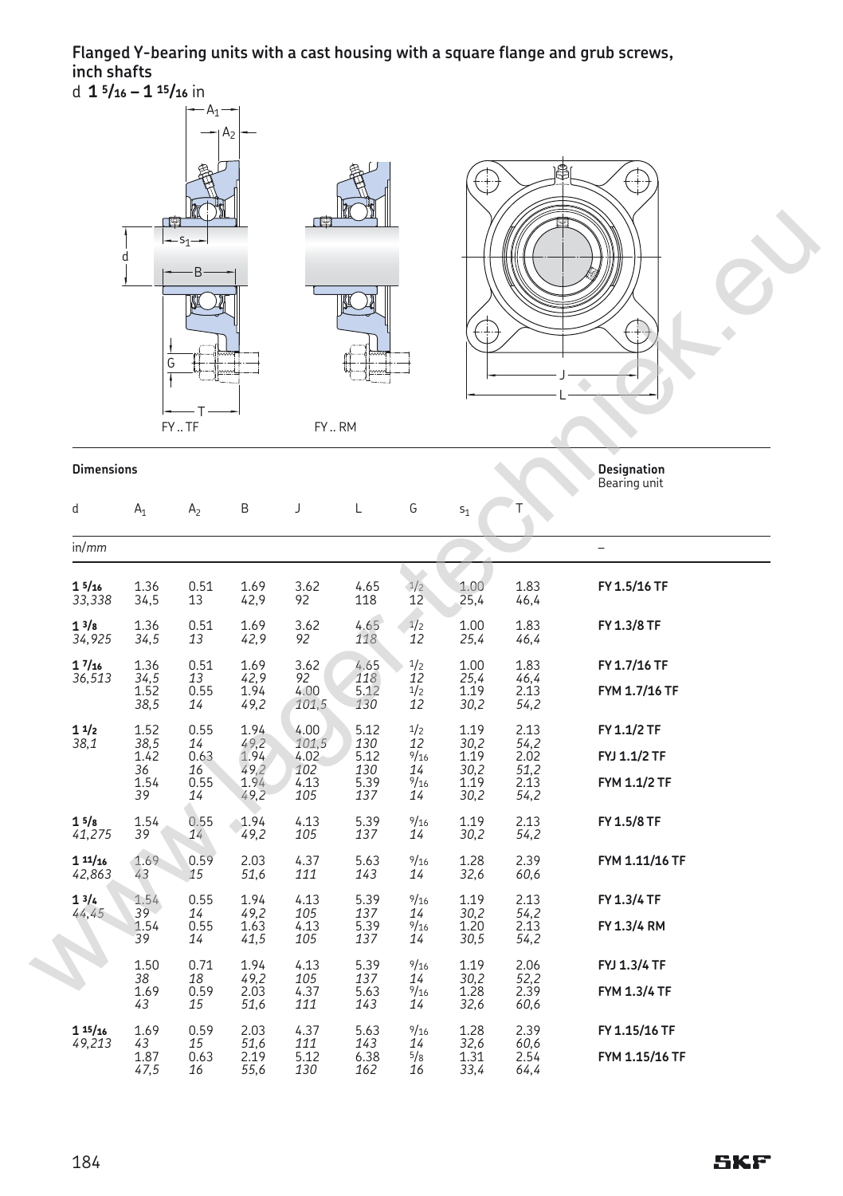**Flanged Y-bearing units with a cast housing with a square flange and grub screws, inch shafts**
d **1 5/16 – 1 15/16** in

FY .. TF　　FY .. RM

| Dimensions | | | | | | | | | Designation |
|---|---|---|---|---|---|---|---|---|---|
| d | $A_1$ | $A_2$ | B | J | L | G | $s_1$ | T | Bearing unit |
| in/*mm* | | | | | | | | | – |
| **1 5/16** *33,338* | 1.36 *34,5* | 0.51 *13* | 1.69 *42,9* | 3.62 *92* | 4.65 *118* | 1/2 *12* | 1.00 *25,4* | 1.83 *46,4* | **FY 1.5/16 TF** |
| **1 3/8** *34,925* | 1.36 *34,5* | 0.51 *13* | 1.69 *42,9* | 3.62 *92* | 4.65 *118* | 1/2 *12* | 1.00 *25,4* | 1.83 *46,4* | **FY 1.3/8 TF** |
| **1 7/16** *36,513* | 1.36 *34,5* | 0.51 *13* | 1.69 *42,9* | 3.62 *92* | 4.65 *118* | 1/2 *12* | 1.00 *25,4* | 1.83 *46,4* | **FY 1.7/16 TF** |
| | 1.52 *38,5* | 0.55 *14* | 1.94 *49,2* | 4.00 *101,5* | 5.12 *130* | 1/2 *12* | 1.19 *30,2* | 2.13 *54,2* | **FYM 1.7/16 TF** |
| **1 1/2** *38,1* | 1.52 *38,5* | 0.55 *14* | 1.94 *49,2* | 4.00 *101,5* | 5.12 *130* | 1/2 *12* | 1.19 *30,2* | 2.13 *54,2* | **FY 1.1/2 TF** |
| | 1.42 *36* | 0.63 *16* | 1.94 *49,2* | 4.02 *102* | 5.12 *130* | 9/16 *14* | 1.19 *30,2* | 2.02 *51,2* | **FYJ 1.1/2 TF** |
| | 1.54 *39* | 0.55 *14* | 1.94 *49,2* | 4.13 *105* | 5.39 *137* | 9/16 *14* | 1.19 *30,2* | 2.13 *54,2* | **FYM 1.1/2 TF** |
| **1 5/8** *41,275* | 1.54 *39* | 0.55 *14* | 1.94 *49,2* | 4.13 *105* | 5.39 *137* | 9/16 *14* | 1.19 *30,2* | 2.13 *54,2* | **FY 1.5/8 TF** |
| **1 11/16** *42,863* | 1.69 *43* | 0.59 *15* | 2.03 *51,6* | 4.37 *111* | 5.63 *143* | 9/16 *14* | 1.28 *32,6* | 2.39 *60,6* | **FYM 1.11/16 TF** |
| **1 3/4** *44,45* | 1.54 *39* | 0.55 *14* | 1.94 *49,2* | 4.13 *105* | 5.39 *137* | 9/16 *14* | 1.19 *30,2* | 2.13 *54,2* | **FY 1.3/4 TF** |
| | 1.54 *39* | 0.55 *14* | 1.63 *41,5* | 4.13 *105* | 5.39 *137* | 9/16 *14* | 1.20 *30,5* | 2.13 *54,2* | **FY 1.3/4 RM** |
| | 1.50 *38* | 0.71 *18* | 1.94 *49,2* | 4.13 *105* | 5.39 *137* | 9/16 *14* | 1.19 *30,2* | 2.06 *52,2* | **FYJ 1.3/4 TF** |
| | 1.69 *43* | 0.59 *15* | 2.03 *51,6* | 4.37 *111* | 5.63 *143* | 9/16 *14* | 1.28 *32,6* | 2.39 *60,6* | **FYM 1.3/4 TF** |
| **1 15/16** *49,213* | 1.69 *43* | 0.59 *15* | 2.03 *51,6* | 4.37 *111* | 5.63 *143* | 9/16 *14* | 1.28 *32,6* | 2.39 *60,6* | **FY 1.15/16 TF** |
| | 1.87 *47,5* | 0.63 *16* | 2.19 *55,6* | 5.12 *130* | 6.38 *162* | 5/8 *16* | 1.31 *33,4* | 2.54 *64,4* | **FYM 1.15/16 TF** |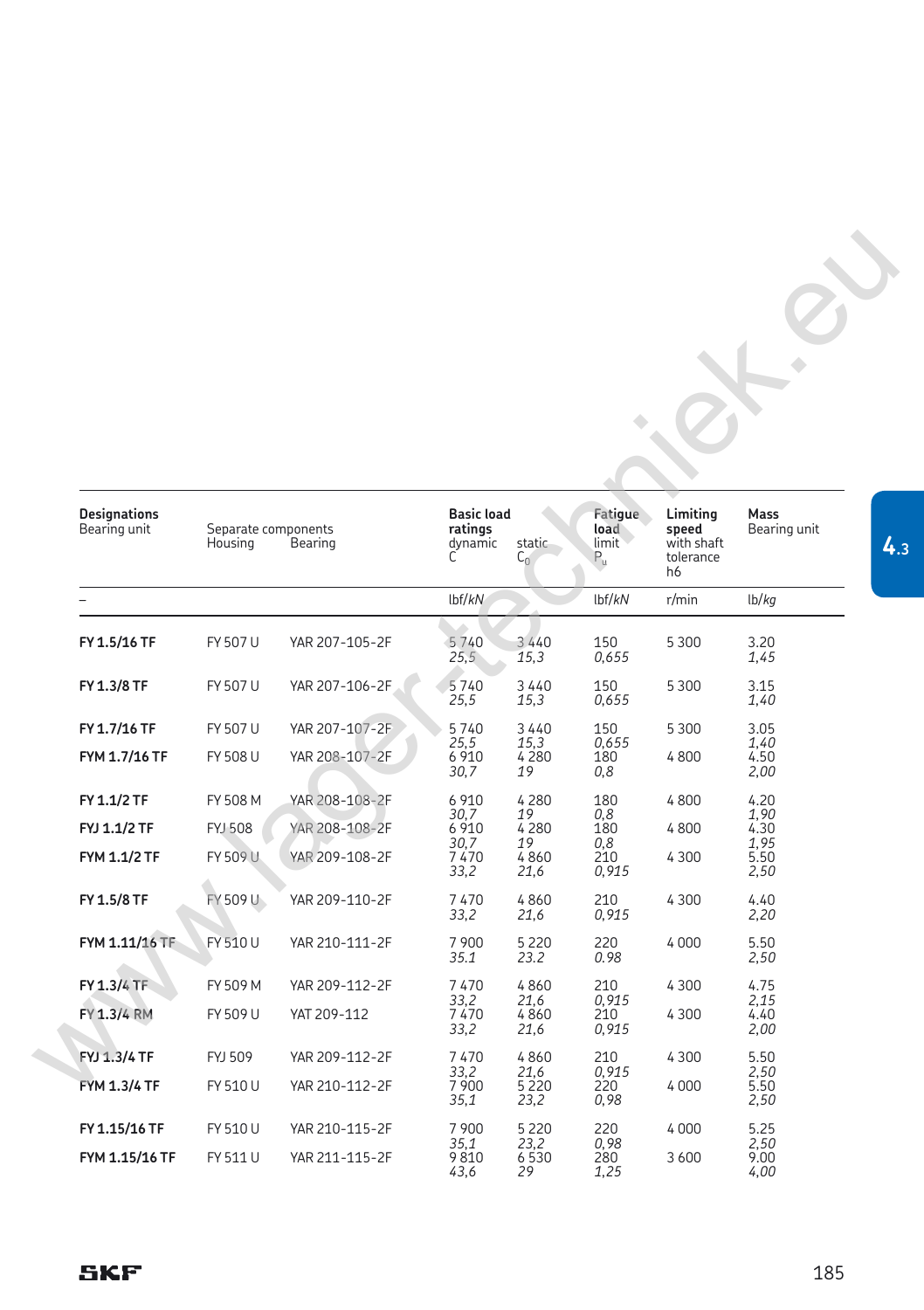| Designations Bearing unit | Separate components Housing | Bearing | Basic load ratings dynamic C | static $C_0$ | Fatigue load limit $P_u$ | Limiting speed with shaft tolerance h6 | Mass Bearing unit |
|---|---|---|---|---|---|---|---|
| – | | | lbf/*kN* | | lbf/*kN* | r/min | lb/*kg* |
| **FY 1.5/16 TF** | FY 507 U | YAR 207-105-2F | 5 740 *25,5* | 3 440 *15,3* | 150 *0,655* | 5 300 | 3.20 *1,45* |
| **FY 1.3/8 TF** | FY 507 U | YAR 207-106-2F | 5 740 *25,5* | 3 440 *15,3* | 150 *0,655* | 5 300 | 3.15 *1,40* |
| **FY 1.7/16 TF** | FY 507 U | YAR 207-107-2F | 5 740 *25,5* | 3 440 *15,3* | 150 *0,655* | 5 300 | 3.05 *1,40* |
| **FYM 1.7/16 TF** | FY 508 U | YAR 208-107-2F | 6 910 *30,7* | 4 280 *19* | 180 *0,8* | 4 800 | 4.50 *2,00* |
| **FY 1.1/2 TF** | FY 508 M | YAR 208-108-2F | 6 910 *30,7* | 4 280 *19* | 180 *0,8* | 4 800 | 4.20 *1,90* |
| **FYJ 1.1/2 TF** | FYJ 508 | YAR 208-108-2F | 6 910 *30,7* | 4 280 *19* | 180 *0,8* | 4 800 | 4.30 *1,95* |
| **FYM 1.1/2 TF** | FY 509 U | YAR 209-108-2F | 7 470 *33,2* | 4 860 *21,6* | 210 *0,915* | 4 300 | 5.50 *2,50* |
| **FY 1.5/8 TF** | FY 509 U | YAR 209-110-2F | 7 470 *33,2* | 4 860 *21,6* | 210 *0,915* | 4 300 | 4.40 *2,20* |
| **FYM 1.11/16 TF** | FY 510 U | YAR 210-111-2F | 7 900 *35.1* | 5 220 *23.2* | 220 *0.98* | 4 000 | 5.50 *2,50* |
| **FY 1.3/4 TF** | FY 509 M | YAR 209-112-2F | 7 470 *33,2* | 4 860 *21,6* | 210 *0,915* | 4 300 | 4.75 *2,15* |
| **FY 1.3/4 RM** | FY 509 U | YAT 209-112 | 7 470 *33,2* | 4 860 *21,6* | 210 *0,915* | 4 300 | 4.40 *2,00* |
| **FYJ 1.3/4 TF** | FYJ 509 | YAR 209-112-2F | 7 470 *33,2* | 4 860 *21,6* | 210 *0,915* | 4 300 | 5.50 *2,50* |
| **FYM 1.3/4 TF** | FY 510 U | YAR 210-112-2F | 7 900 *35,1* | 5 220 *23,2* | 220 *0,98* | 4 000 | 5.50 *2,50* |
| **FY 1.15/16 TF** | FY 510 U | YAR 210-115-2F | 7 900 *35,1* | 5 220 *23,2* | 220 *0,98* | 4 000 | 5.25 *2,50* |
| **FYM 1.15/16 TF** | FY 511 U | YAR 211-115-2F | 9 810 *43,6* | 6 530 *29* | 280 *1,25* | 3 600 | 9.00 *4,00* |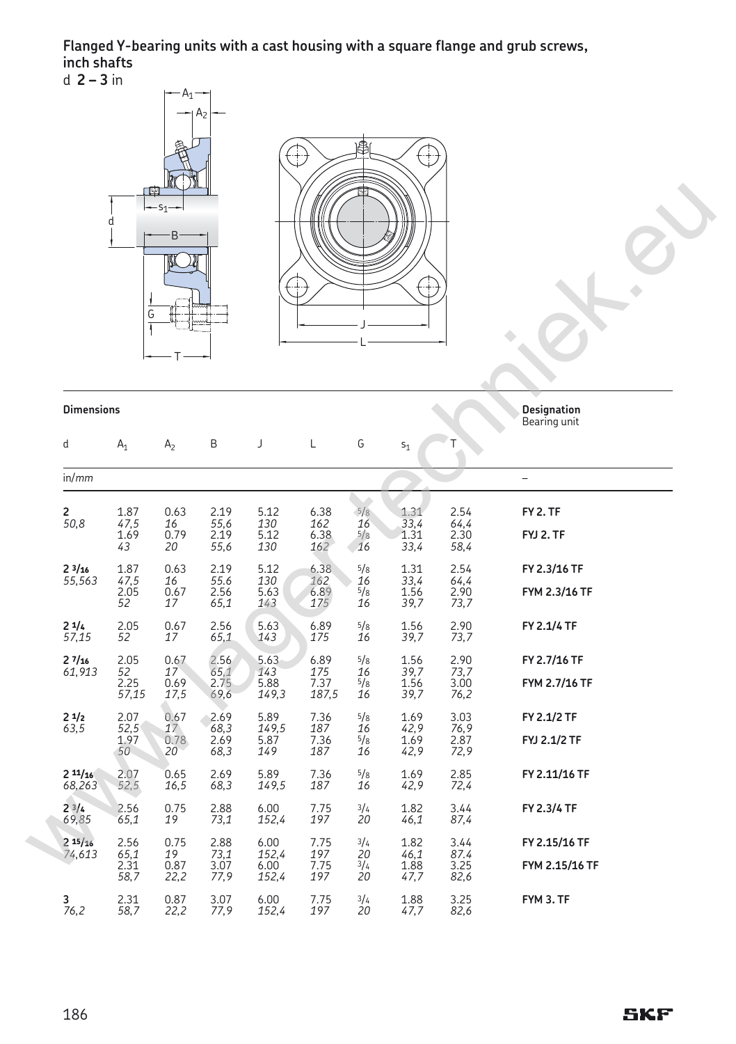## Flanged Y-bearing units with a cast housing with a square flange and grub screws, inch shafts

d **2 – 3** in

| Dimensions | | | | | | | | | Designation |
|---|---|---|---|---|---|---|---|---|---|
| d | $A_1$ | $A_2$ | B | J | L | G | $s_1$ | T | Bearing unit |
| in/*mm* | | | | | | | | | – |
| **2**<br>*50,8* | 1.87<br>*47,5* | 0.63<br>*16* | 2.19<br>*55,6* | 5.12<br>*130* | 6.38<br>*162* | 5/8<br>*16* | 1.31<br>*33,4* | 2.54<br>*64,4* | **FY 2. TF** |
| | 1.69<br>*43* | 0.79<br>*20* | 2.19<br>*55,6* | 5.12<br>*130* | 6.38<br>*162* | 5/8<br>*16* | 1.31<br>*33,4* | 2.30<br>*58,4* | **FYJ 2. TF** |
| **2 3/16**<br>*55,563* | 1.87<br>*47,5* | 0.63<br>*16* | 2.19<br>*55.6* | 5.12<br>*130* | 6.38<br>*162* | 5/8<br>*16* | 1.31<br>*33,4* | 2.54<br>*64,4* | **FY 2.3/16 TF** |
| | 2.05<br>*52* | 0.67<br>*17* | 2.56<br>*65,1* | 5.63<br>*143* | 6.89<br>*175* | 5/8<br>*16* | 1.56<br>*39,7* | 2.90<br>*73,7* | **FYM 2.3/16 TF** |
| **2 1/4**<br>*57,15* | 2.05<br>*52* | 0.67<br>*17* | 2.56<br>*65,1* | 5.63<br>*143* | 6.89<br>*175* | 5/8<br>*16* | 1.56<br>*39,7* | 2.90<br>*73,7* | **FY 2.1/4 TF** |
| **2 7/16**<br>*61,913* | 2.05<br>*52* | 0.67<br>*17* | 2.56<br>*65,1* | 5.63<br>*143* | 6.89<br>*175* | 5/8<br>*16* | 1.56<br>*39,7* | 2.90<br>*73,7* | **FY 2.7/16 TF** |
| | 2.25<br>*57,15* | 0.69<br>*17,5* | 2.75<br>*69,6* | 5.88<br>*149,3* | 7.37<br>*187,5* | 5/8<br>*16* | 1.56<br>*39,7* | 3.00<br>*76,2* | **FYM 2.7/16 TF** |
| **2 1/2**<br>*63,5* | 2.07<br>*52,5* | 0.67<br>*17* | 2.69<br>*68,3* | 5.89<br>*149,5* | 7.36<br>*187* | 5/8<br>*16* | 1.69<br>*42,9* | 3.03<br>*76,9* | **FY 2.1/2 TF** |
| | 1.97<br>*50* | 0.78<br>*20* | 2.69<br>*68,3* | 5.87<br>*149* | 7.36<br>*187* | 5/8<br>*16* | 1.69<br>*42,9* | 2.87<br>*72,9* | **FYJ 2.1/2 TF** |
| **2 11/16**<br>*68,263* | 2.07<br>*52,5* | 0.65<br>*16,5* | 2.69<br>*68,3* | 5.89<br>*149,5* | 7.36<br>*187* | 5/8<br>*16* | 1.69<br>*42,9* | 2.85<br>*72,4* | **FY 2.11/16 TF** |
| **2 3/4**<br>*69,85* | 2.56<br>*65,1* | 0.75<br>*19* | 2.88<br>*73,1* | 6.00<br>*152,4* | 7.75<br>*197* | 3/4<br>*20* | 1.82<br>*46,1* | 3.44<br>*87,4* | **FY 2.3/4 TF** |
| **2 15/16**<br>*74,613* | 2.56<br>*65,1* | 0.75<br>*19* | 2.88<br>*73,1* | 6.00<br>*152,4* | 7.75<br>*197* | 3/4<br>*20* | 1.82<br>*46,1* | 3.44<br>*87.4* | **FY 2.15/16 TF** |
| | 2.31<br>*58,7* | 0.87<br>*22,2* | 3.07<br>*77,9* | 6.00<br>*152,4* | 7.75<br>*197* | 3/4<br>*20* | 1.88<br>*47,7* | 3.25<br>*82,6* | **FYM 2.15/16 TF** |
| **3**<br>*76,2* | 2.31<br>*58,7* | 0.87<br>*22,2* | 3.07<br>*77,9* | 6.00<br>*152,4* | 7.75<br>*197* | 3/4<br>*20* | 1.88<br>*47,7* | 3.25<br>*82,6* | **FYM 3. TF** |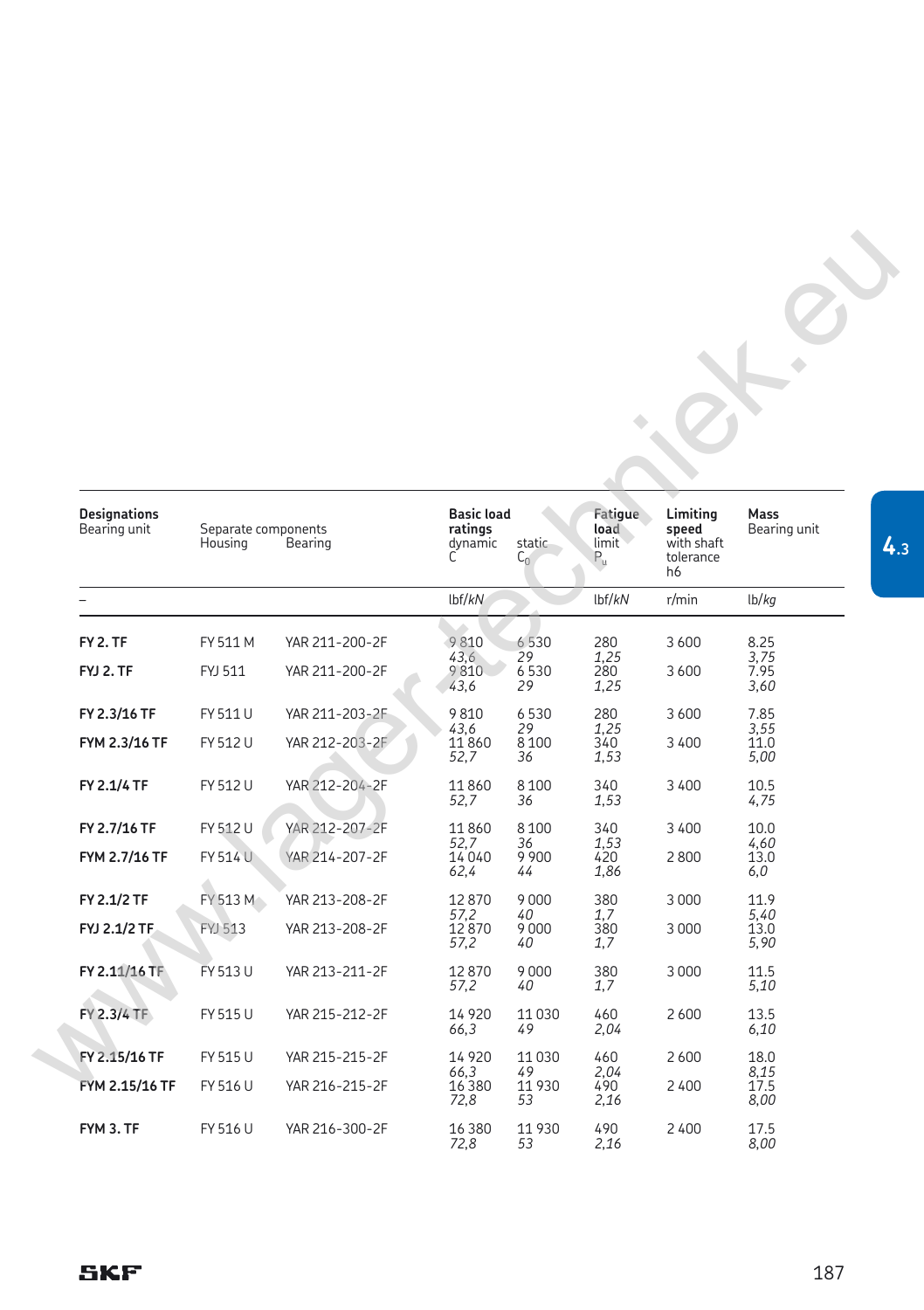| Designations<br>Bearing unit | Separate components<br>Housing | <br>Bearing | Basic load ratings<br>dynamic<br>C | <br>static<br>$C_0$ | Fatigue load limit<br>$P_u$ | Limiting speed with shaft tolerance h6 | Mass<br>Bearing unit |
|---|---|---|---|---|---|---|---|
| – | | | lbf/*kN* | | lbf/*kN* | r/min | lb/*kg* |
| **FY 2. TF** | FY 511 M | YAR 211-200-2F | 9 810<br>*43,6* | 6 530<br>*29* | 280<br>*1,25* | 3 600 | 8.25<br>*3,75* |
| **FYJ 2. TF** | FYJ 511 | YAR 211-200-2F | 9 810<br>*43,6* | 6 530<br>*29* | 280<br>*1,25* | 3 600 | 7.95<br>*3,60* |
| **FY 2.3/16 TF** | FY 511 U | YAR 211-203-2F | 9 810<br>*43,6* | 6 530<br>*29* | 280<br>*1,25* | 3 600 | 7.85<br>*3,55* |
| **FYM 2.3/16 TF** | FY 512 U | YAR 212-203-2F | 11 860<br>*52,7* | 8 100<br>*36* | 340<br>*1,53* | 3 400 | 11.0<br>*5,00* |
| **FY 2.1/4 TF** | FY 512 U | YAR 212-204-2F | 11 860<br>*52,7* | 8 100<br>*36* | 340<br>*1,53* | 3 400 | 10.5<br>*4,75* |
| **FY 2.7/16 TF** | FY 512 U | YAR 212-207-2F | 11 860<br>*52,7* | 8 100<br>*36* | 340<br>*1,53* | 3 400 | 10.0<br>*4,60* |
| **FYM 2.7/16 TF** | FY 514 U | YAR 214-207-2F | 14 040<br>*62,4* | 9 900<br>*44* | 420<br>*1,86* | 2 800 | 13.0<br>*6,0* |
| **FY 2.1/2 TF** | FY 513 M | YAR 213-208-2F | 12 870<br>*57,2* | 9 000<br>*40* | 380<br>*1,7* | 3 000 | 11.9<br>*5,40* |
| **FYJ 2.1/2 TF** | FYJ 513 | YAR 213-208-2F | 12 870<br>*57,2* | 9 000<br>*40* | 380<br>*1,7* | 3 000 | 13.0<br>*5,90* |
| **FY 2.11/16 TF** | FY 513 U | YAR 213-211-2F | 12 870<br>*57,2* | 9 000<br>*40* | 380<br>*1,7* | 3 000 | 11.5<br>*5,10* |
| **FY 2.3/4 TF** | FY 515 U | YAR 215-212-2F | 14 920<br>*66,3* | 11 030<br>*49* | 460<br>*2,04* | 2 600 | 13.5<br>*6,10* |
| **FY 2.15/16 TF** | FY 515 U | YAR 215-215-2F | 14 920<br>*66,3* | 11 030<br>*49* | 460<br>*2,04* | 2 600 | 18.0<br>*8,15* |
| **FYM 2.15/16 TF** | FY 516 U | YAR 216-215-2F | 16 380<br>*72,8* | 11 930<br>*53* | 490<br>*2,16* | 2 400 | 17.5<br>*8,00* |
| **FYM 3. TF** | FY 516 U | YAR 216-300-2F | 16 380<br>*72,8* | 11 930<br>*53* | 490<br>*2,16* | 2 400 | 17.5<br>*8,00* |